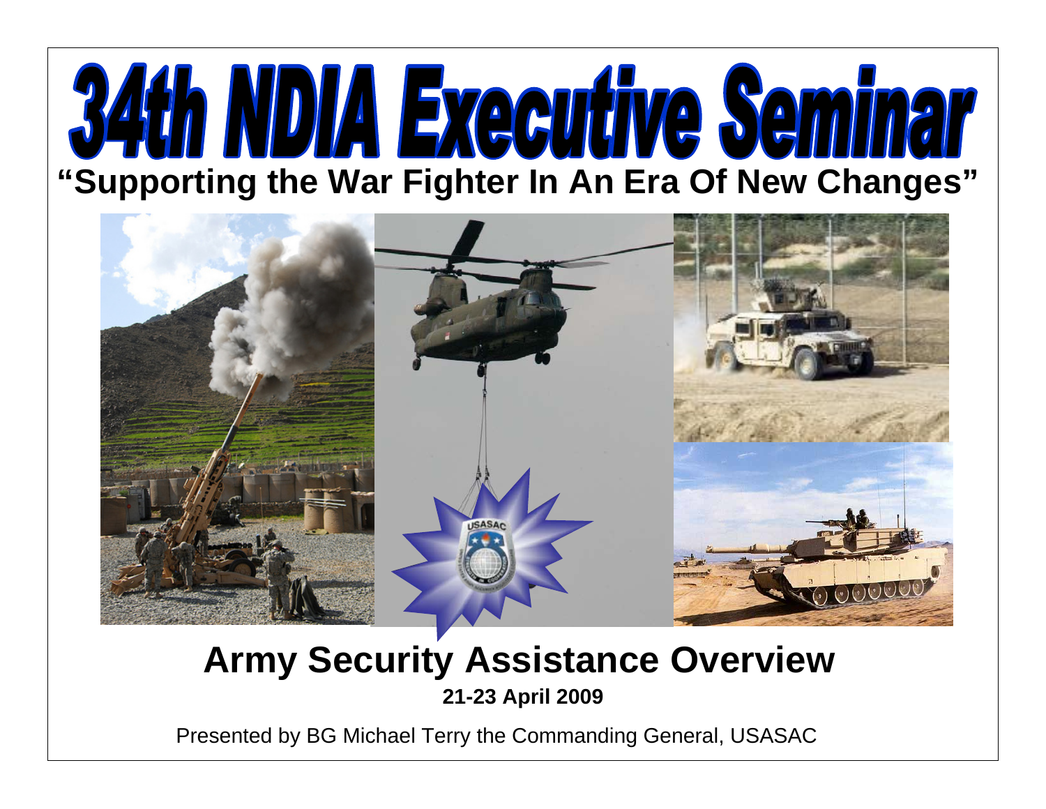# 34th NDIA Executive Seminar

**"Supporting the War Fighter In An Era Of New Changes"**

## Army Security Assistance Overview

**21-23 April 2009**

Presented by BG Michael Terry the Commanding General, USASAC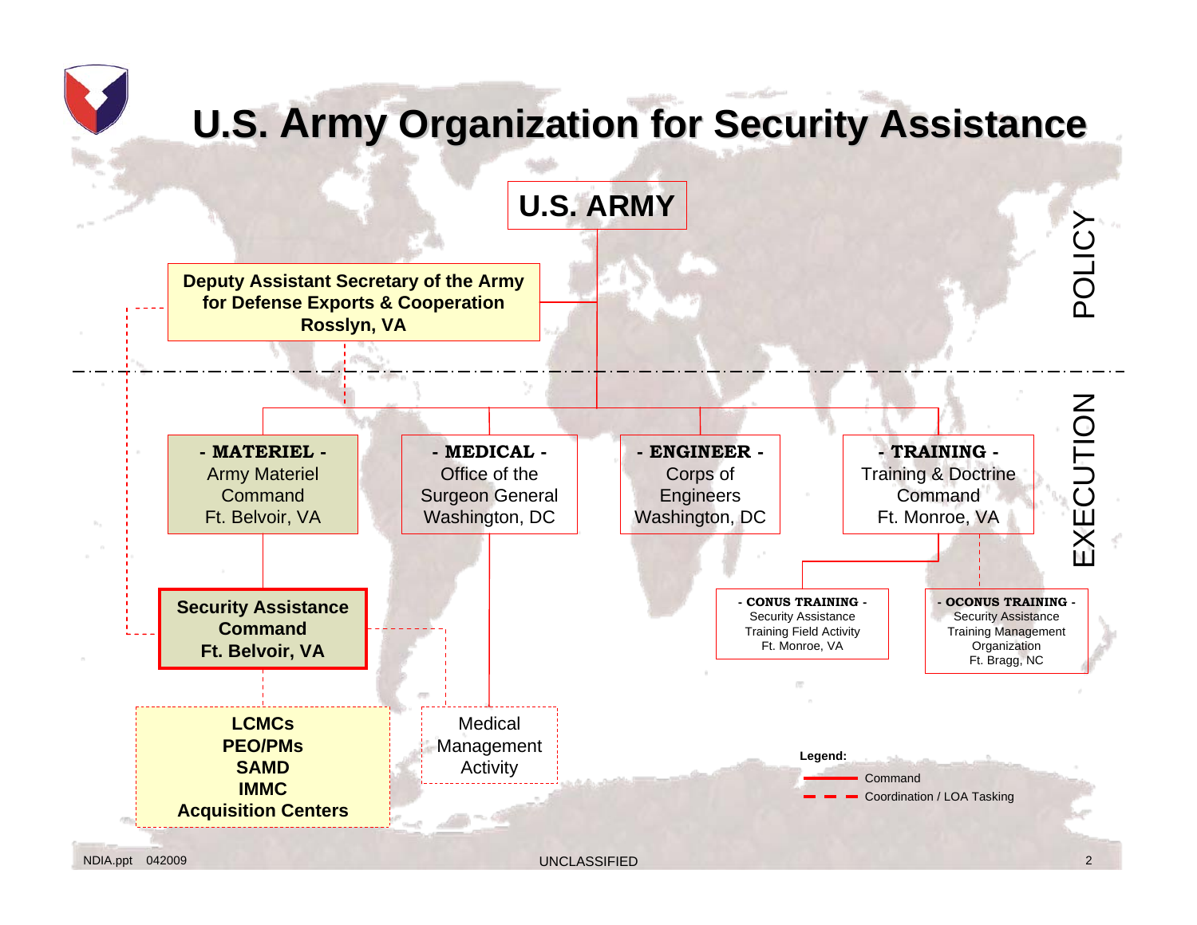# U.S. Army Organization for Security Assistance

**U.S. ARMY**

POLICY

**Deputy Assistant Secretary of the Army for Defense Exports & Cooperation**
**Rosslyn, VA**

EXECUTION

**- MATERIEL -**
Army Materiel Command
Ft. Belvoir, VA

**- MEDICAL -**
Office of the Surgeon General
Washington, DC

**- ENGINEER -**
Corps of Engineers
Washington, DC

**- TRAINING -**
Training & Doctrine Command
Ft. Monroe, VA

**Security Assistance Command**
**Ft. Belvoir, VA**

**- CONUS TRAINING -**
Security Assistance Training Field Activity
Ft. Monroe, VA

**- OCONUS TRAINING -**
Security Assistance Training Management Organization
Ft. Bragg, NC

**LCMCs**
**PEO/PMs**
**SAMD**
**IMMC**
**Acquisition Centers**

Medical Management Activity

**Legend:**
- Command
- Coordination / LOA Tasking

NDIA.ppt 042009

UNCLASSIFIED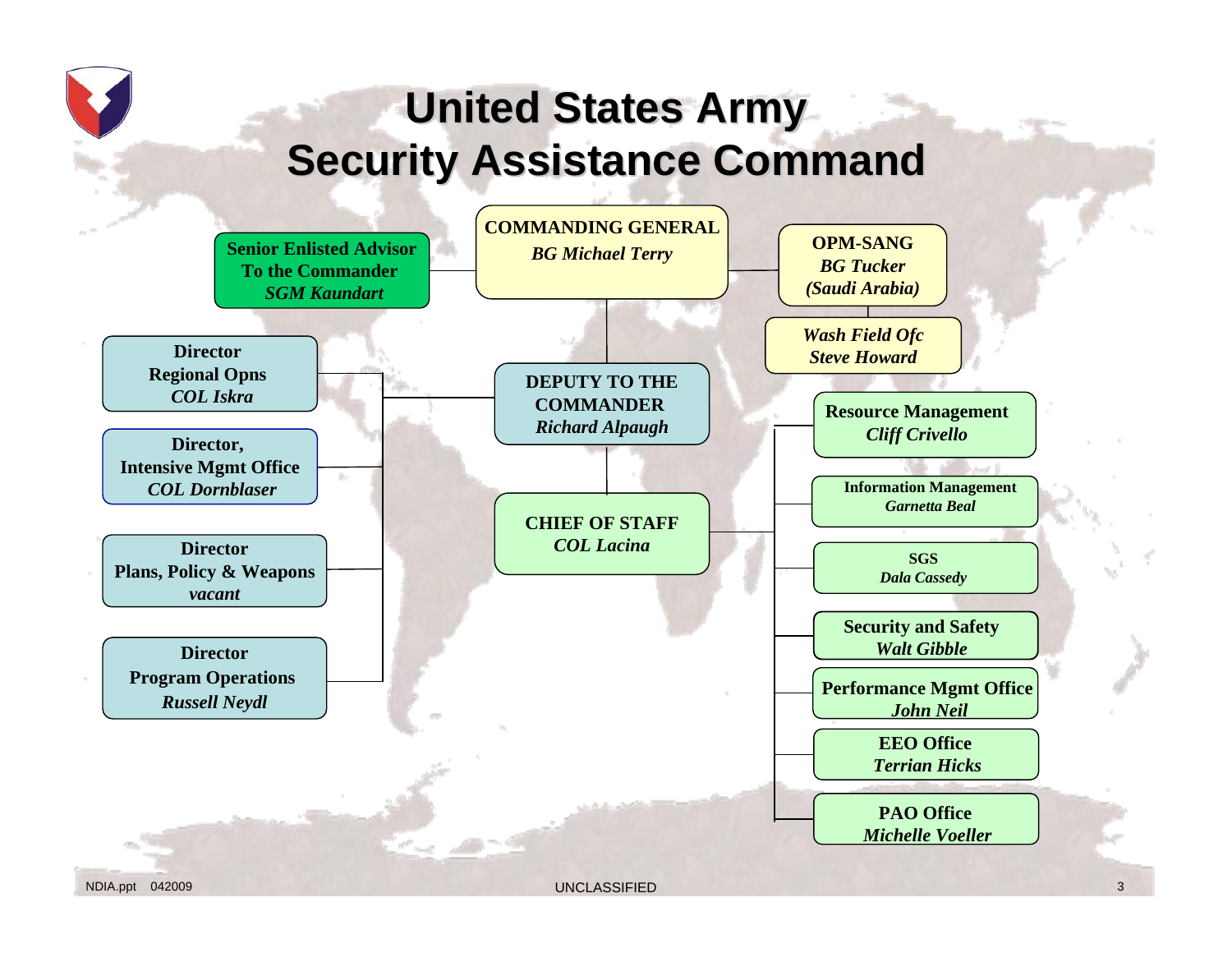# United States Army Security Assistance Command

**COMMANDING GENERAL**
*BG Michael Terry*

- **Senior Enlisted Advisor To the Commander** — *SGM Kaundart*
- **OPM-SANG** — *BG Tucker (Saudi Arabia)*
  - *Wash Field Ofc* — *Steve Howard*

**DEPUTY TO THE COMMANDER**
*Richard Alpaugh*

- **Director Regional Opns** — *COL Iskra*
- **Director, Intensive Mgmt Office** — *COL Dornblaser*
- **Director Plans, Policy & Weapons** — *vacant*
- **Director Program Operations** — *Russell Neydl*

**CHIEF OF STAFF**
*COL Lacina*

- **Resource Management** — *Cliff Crivello*
- **Information Management** — *Garnetta Beal*
- **SGS** — *Dala Cassedy*
- **Security and Safety** — *Walt Gibble*
- **Performance Mgmt Office** — *John Neil*
- **EEO Office** — *Terrian Hicks*
- **PAO Office** — *Michelle Voeller*

NDIA.ppt 042009

UNCLASSIFIED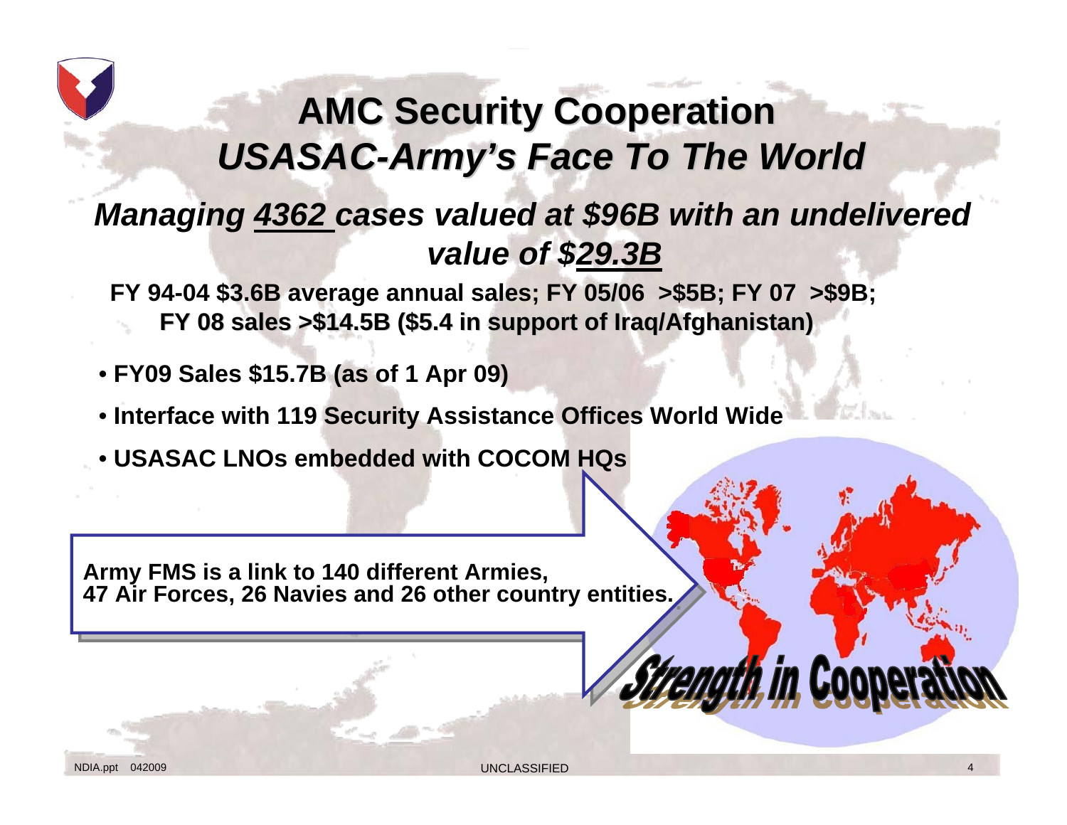# AMC Security Cooperation

## *USASAC-Army's Face To The World*

***Managing 4362 cases valued at \$96B with an undelivered value of \$29.3B***

**FY 94-04 \$3.6B average annual sales; FY 05/06 >\$5B; FY 07 >\$9B; FY 08 sales >\$14.5B (\$5.4 in support of Iraq/Afghanistan)**

- **FY09 Sales \$15.7B (as of 1 Apr 09)**
- **Interface with 119 Security Assistance Offices World Wide**
- **USASAC LNOs embedded with COCOM HQs**

**Army FMS is a link to 140 different Armies, 47 Air Forces, 26 Navies and 26 other country entities.**

*Strength in Cooperation*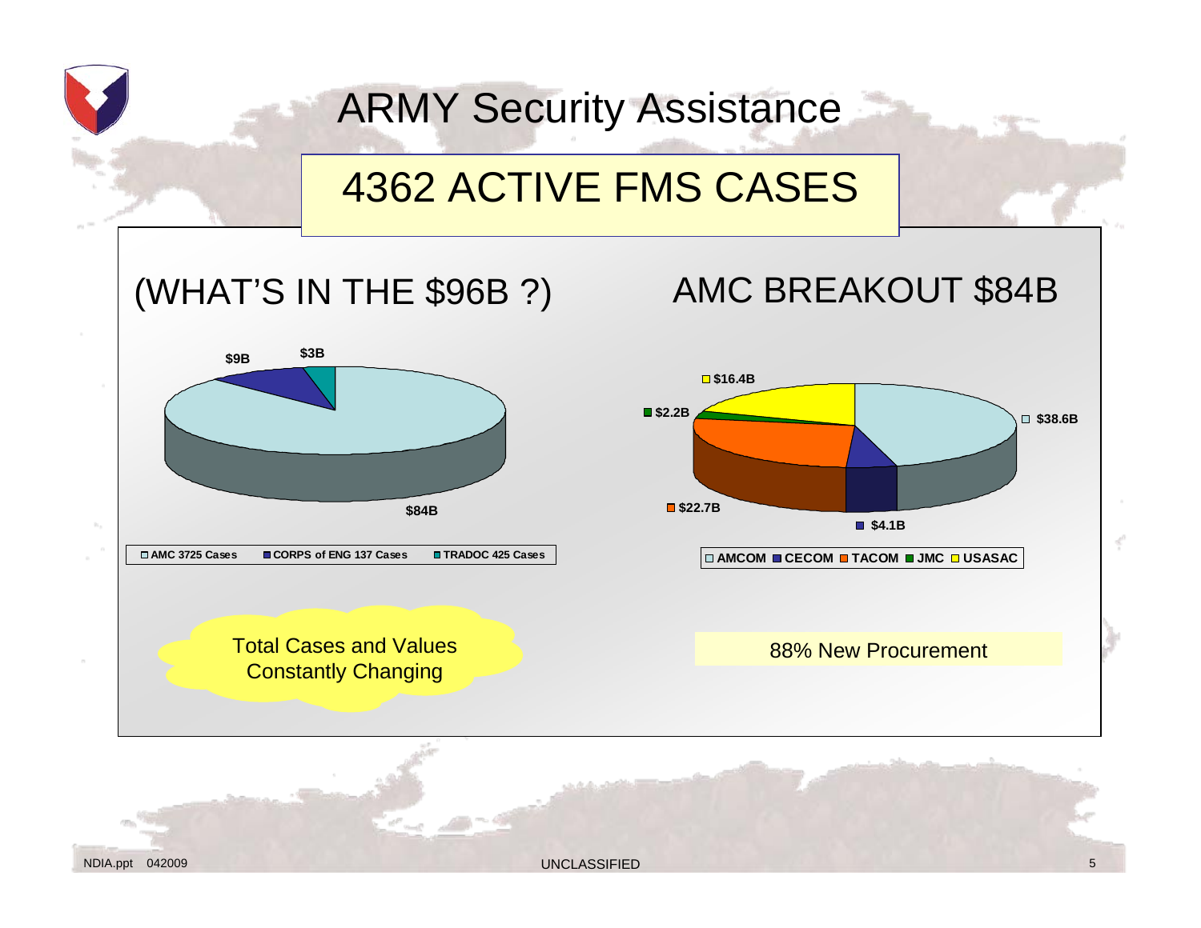# ARMY Security Assistance

## 4362 ACTIVE FMS CASES

### (WHAT'S IN THE $96B ?)

- $84B
- $9B
- $3B

AMC 3725 Cases | CORPS of ENG 137 Cases | TRADOC 425 Cases

Total Cases and Values Constantly Changing

### AMC BREAKOUT $84B

- $38.6B
- $4.1B
- $22.7B
- $2.2B
- $16.4B

AMCOM | CECOM | TACOM | JMC | USASAC

88% New Procurement

UNCLASSIFIED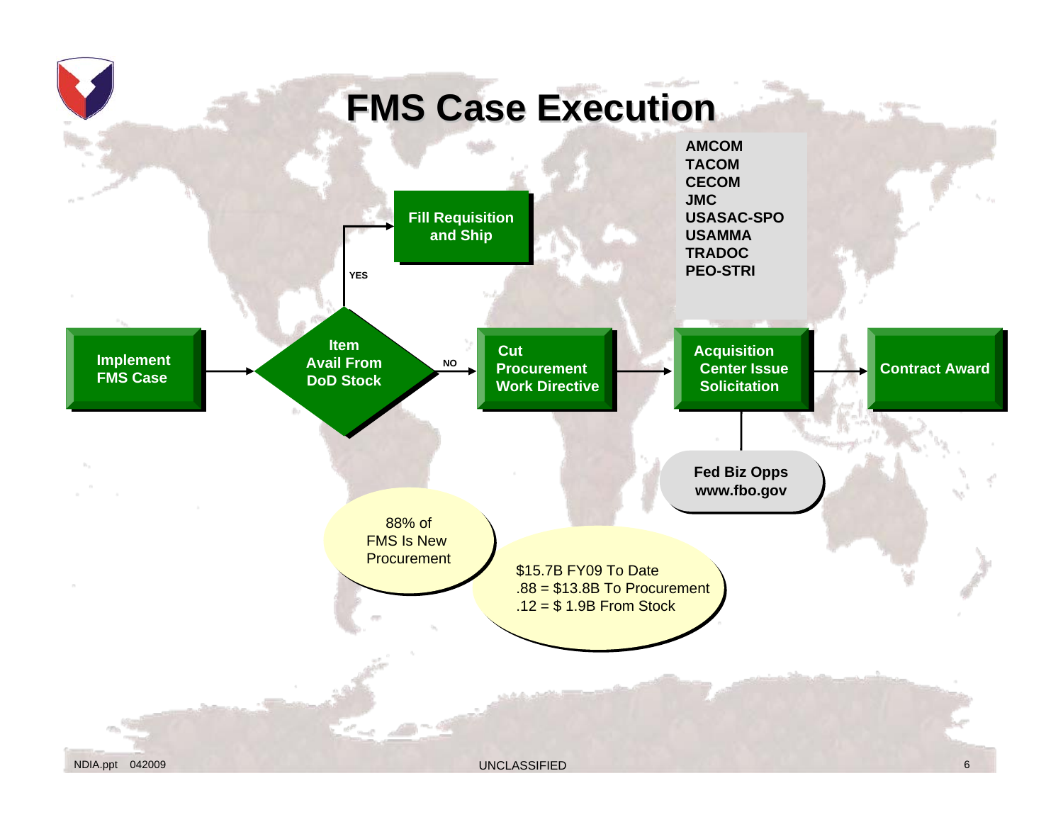# FMS Case Execution

- Implement FMS Case
- Item Avail From DoD Stock
  - YES → Fill Requisition and Ship
  - NO → Cut Procurement Work Directive → Acquisition Center Issue Solicitation → Contract Award

Acquisition Centers:

- AMCOM
- TACOM
- CECOM
- JMC
- USASAC-SPO
- USAMMA
- TRADOC
- PEO-STRI

Fed Biz Opps
www.fbo.gov

88% of FMS Is New Procurement

$15.7B FY09 To Date
.88 = $13.8B To Procurement
.12 = $ 1.9B From Stock

NDIA.ppt 042009

UNCLASSIFIED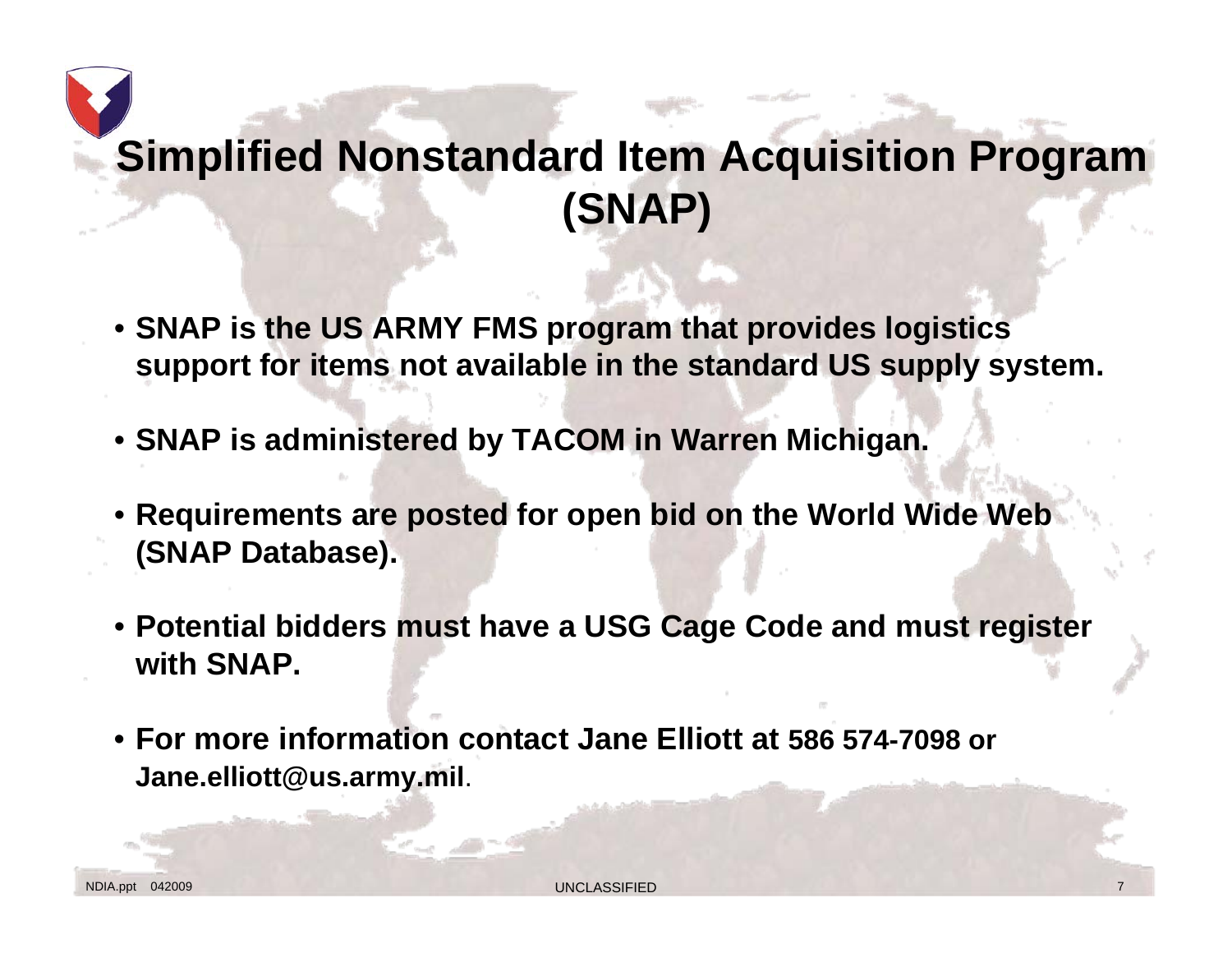# Simplified Nonstandard Item Acquisition Program (SNAP)

- **SNAP is the US ARMY FMS program that provides logistics support for items not available in the standard US supply system.**
- **SNAP is administered by TACOM in Warren Michigan.**
- **Requirements are posted for open bid on the World Wide Web (SNAP Database).**
- **Potential bidders must have a USG Cage Code and must register with SNAP.**
- **For more information contact Jane Elliott at 586 574-7098 or Jane.elliott@us.army.mil**.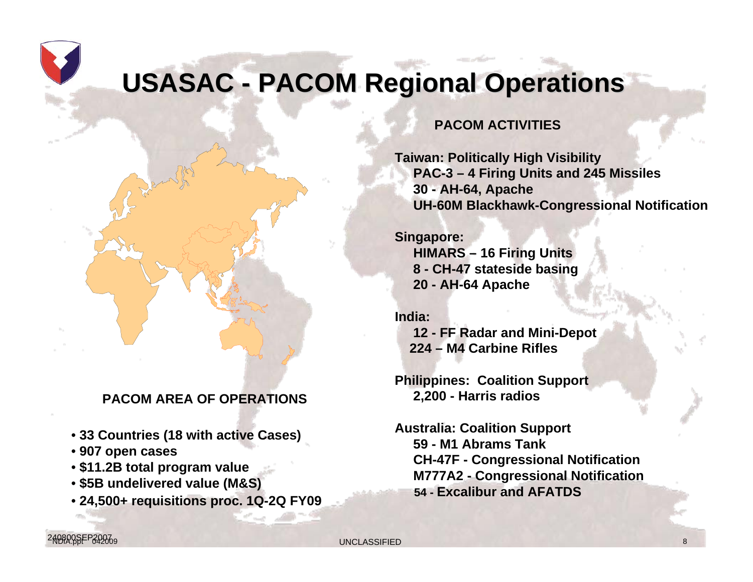# USASAC - PACOM Regional Operations

**PACOM AREA OF OPERATIONS**

- **33 Countries (18 with active Cases)**
- **907 open cases**
- **$11.2B total program value**
- **$5B undelivered value (M&S)**
- **24,500+ requisitions proc. 1Q-2Q FY09**

**PACOM ACTIVITIES**

**Taiwan: Politically High Visibility**
- **PAC-3 – 4 Firing Units and 245 Missiles**
- **30 - AH-64, Apache**
- **UH-60M Blackhawk-Congressional Notification**

**Singapore:**
- **HIMARS – 16 Firing Units**
- **8 - CH-47 stateside basing**
- **20 - AH-64 Apache**

**India:**
- **12 - FF Radar and Mini-Depot**
- **224 – M4 Carbine Rifles**

**Philippines: Coalition Support**
- **2,200 - Harris radios**

**Australia: Coalition Support**
- **59 - M1 Abrams Tank**
- **CH-47F - Congressional Notification**
- **M777A2 - Congressional Notification**
- **54 - Excalibur and AFATDS**

UNCLASSIFIED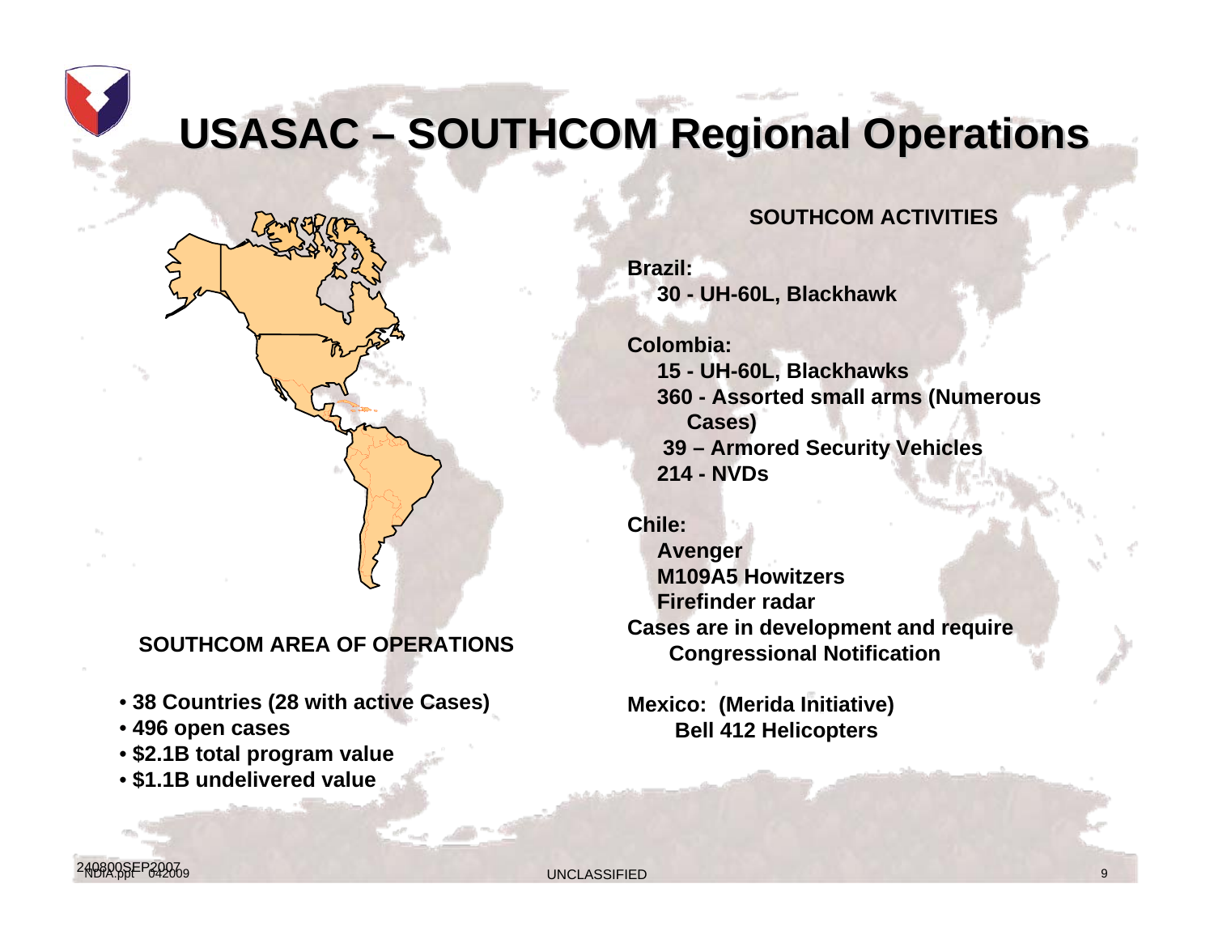# USASAC – SOUTHCOM Regional Operations

**SOUTHCOM AREA OF OPERATIONS**

- **38 Countries (28 with active Cases)**
- **496 open cases**
- **$2.1B total program value**
- **$1.1B undelivered value**

**SOUTHCOM ACTIVITIES**

**Brazil:**

**30 - UH-60L, Blackhawk**

**Colombia:**

**15 - UH-60L, Blackhawks**
**360 - Assorted small arms (Numerous Cases)**
**39 – Armored Security Vehicles**
**214 - NVDs**

**Chile:**

**Avenger**
**M109A5 Howitzers**
**Firefinder radar**

**Cases are in development and require Congressional Notification**

**Mexico: (Merida Initiative)**
**Bell 412 Helicopters**

UNCLASSIFIED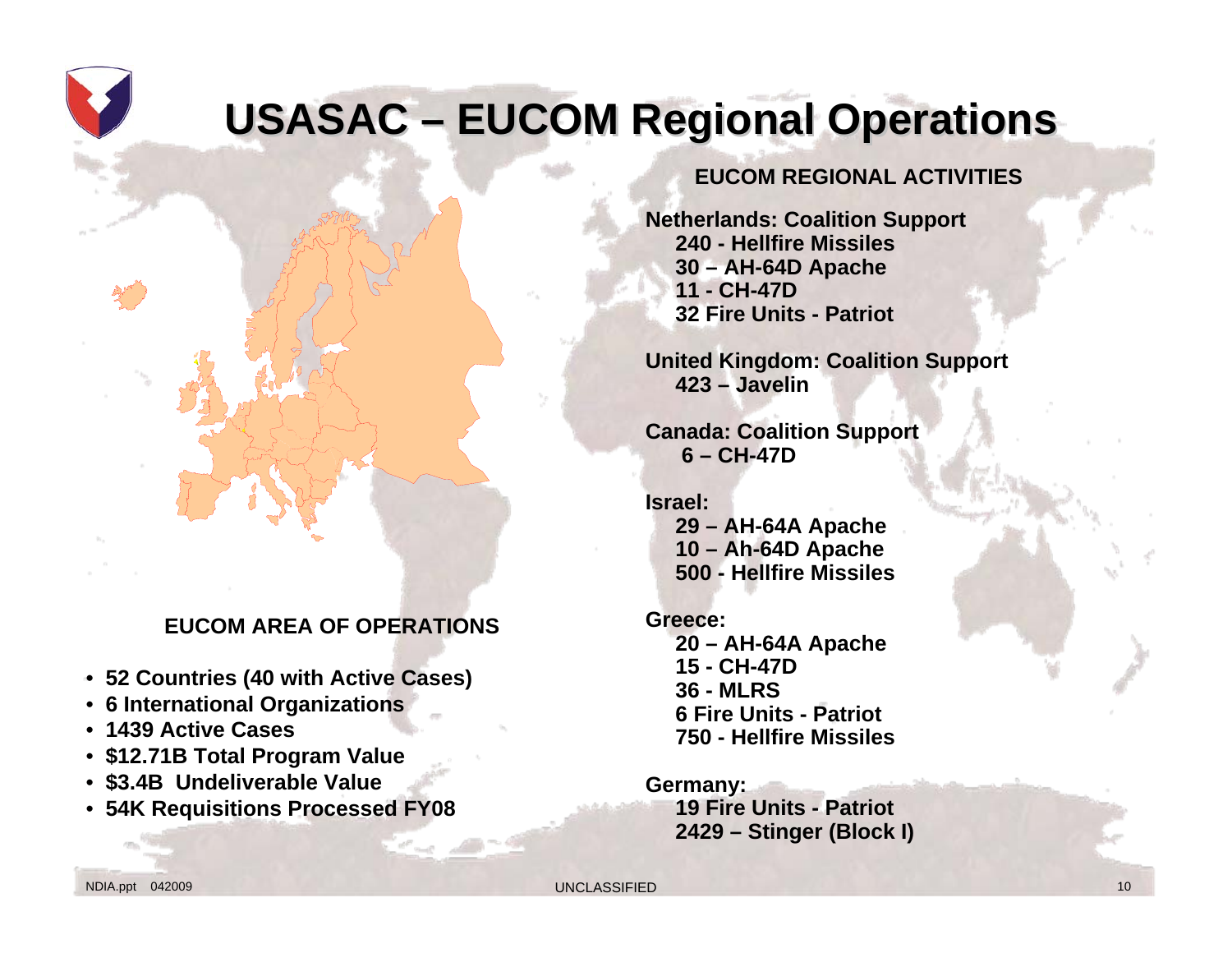# USASAC – EUCOM Regional Operations

## EUCOM AREA OF OPERATIONS

- 52 Countries (40 with Active Cases)
- 6 International Organizations
- 1439 Active Cases
- $12.71B Total Program Value
- $3.4B Undeliverable Value
- 54K Requisitions Processed FY08

## EUCOM REGIONAL ACTIVITIES

**Netherlands: Coalition Support**
- 240 - Hellfire Missiles
- 30 – AH-64D Apache
- 11 - CH-47D
- 32 Fire Units - Patriot

**United Kingdom: Coalition Support**
- 423 – Javelin

**Canada: Coalition Support**
- 6 – CH-47D

**Israel:**
- 29 – AH-64A Apache
- 10 – Ah-64D Apache
- 500 - Hellfire Missiles

**Greece:**
- 20 – AH-64A Apache
- 15 - CH-47D
- 36 - MLRS
- 6 Fire Units - Patriot
- 750 - Hellfire Missiles

**Germany:**
- 19 Fire Units - Patriot
- 2429 – Stinger (Block I)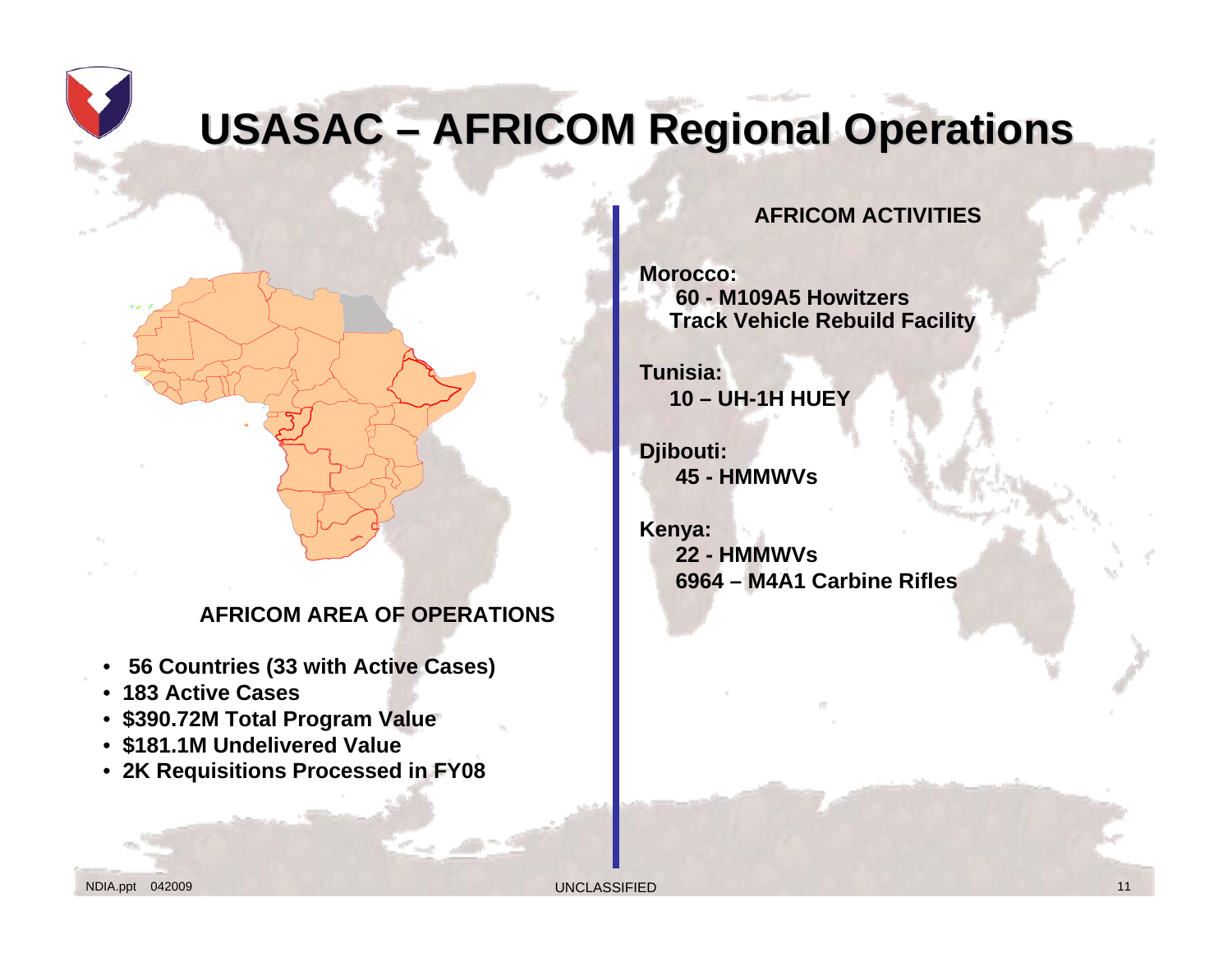# USASAC – AFRICOM Regional Operations

## AFRICOM AREA OF OPERATIONS

- **56 Countries (33 with Active Cases)**
- **183 Active Cases**
- **$390.72M Total Program Value**
- **$181.1M Undelivered Value**
- **2K Requisitions Processed in FY08**

## AFRICOM ACTIVITIES

**Morocco:**
- **60 - M109A5 Howitzers**
- **Track Vehicle Rebuild Facility**

**Tunisia:**
- **10 – UH-1H HUEY**

**Djibouti:**
- **45 - HMMWVs**

**Kenya:**
- **22 - HMMWVs**
- **6964 – M4A1 Carbine Rifles**

NDIA.ppt 042009

UNCLASSIFIED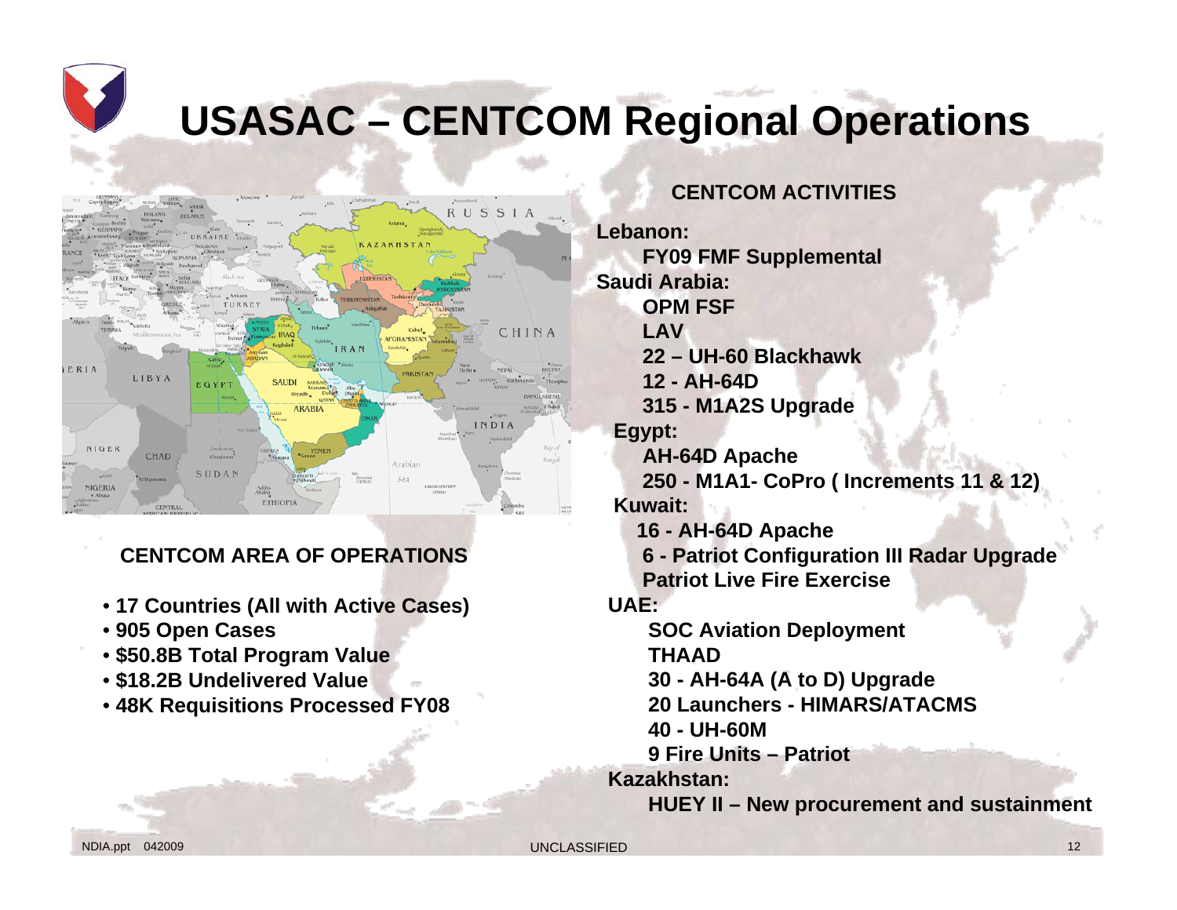# USASAC – CENTCOM Regional Operations

## CENTCOM AREA OF OPERATIONS

- **17 Countries (All with Active Cases)**
- **905 Open Cases**
- **$50.8B Total Program Value**
- **$18.2B Undelivered Value**
- **48K Requisitions Processed FY08**

## CENTCOM ACTIVITIES

**Lebanon:**
- **FY09 FMF Supplemental**

**Saudi Arabia:**
- **OPM FSF**
- **LAV**
- **22 – UH-60 Blackhawk**
- **12 - AH-64D**
- **315 - M1A2S Upgrade**

**Egypt:**
- **AH-64D Apache**
- **250 - M1A1- CoPro ( Increments 11 & 12)**

**Kuwait:**
- **16 - AH-64D Apache**
- **6 - Patriot Configuration III Radar Upgrade**
- **Patriot Live Fire Exercise**

**UAE:**
- **SOC Aviation Deployment**
- **THAAD**
- **30 - AH-64A (A to D) Upgrade**
- **20 Launchers - HIMARS/ATACMS**
- **40 - UH-60M**
- **9 Fire Units – Patriot**

**Kazakhstan:**
- **HUEY II – New procurement and sustainment**

NDIA.ppt 042009

UNCLASSIFIED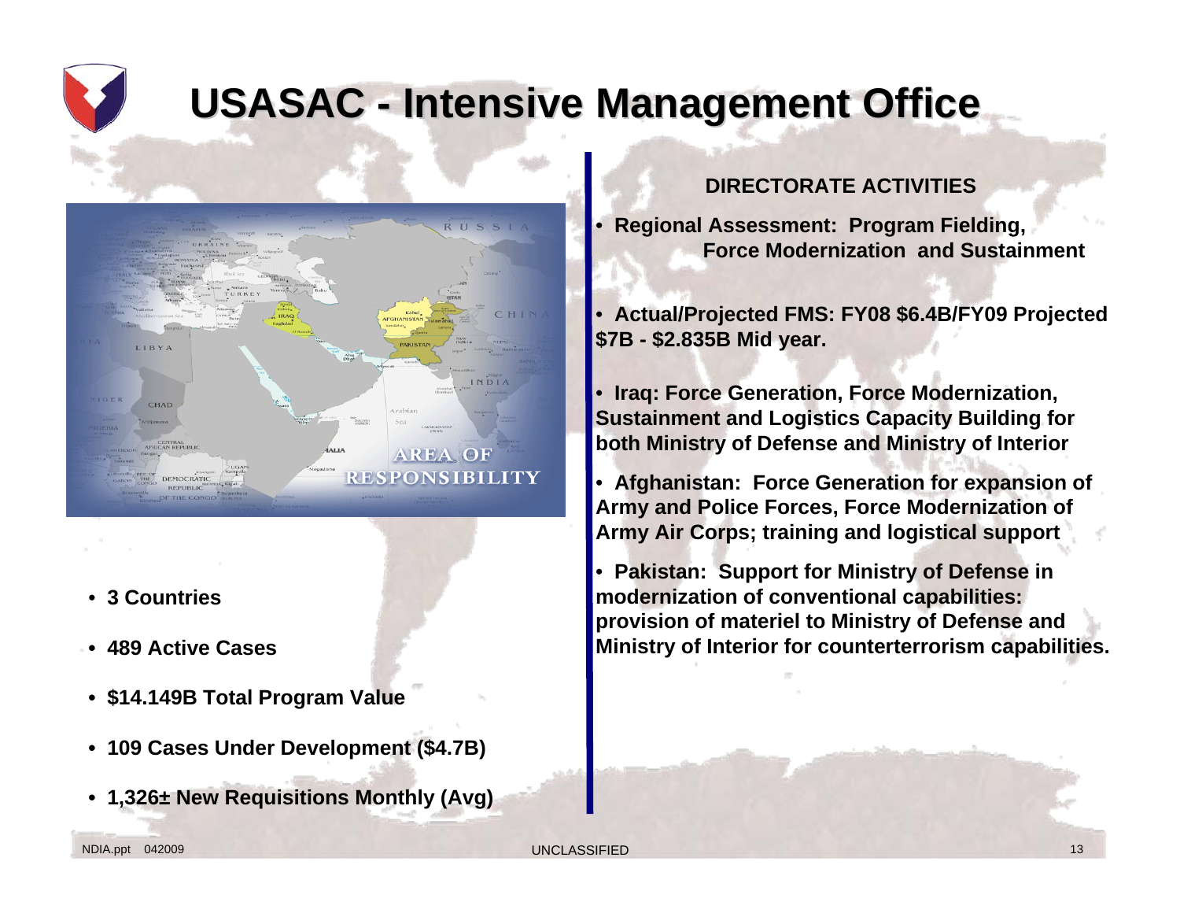# USASAC - Intensive Management Office

- 3 Countries
- 489 Active Cases
- $14.149B Total Program Value
- 109 Cases Under Development ($4.7B)
- 1,326± New Requisitions Monthly (Avg)

**DIRECTORATE ACTIVITIES**

- **Regional Assessment: Program Fielding, Force Modernization and Sustainment**
- **Actual/Projected FMS: FY08 $6.4B/FY09 Projected $7B - $2.835B Mid year.**
- **Iraq: Force Generation, Force Modernization, Sustainment and Logistics Capacity Building for both Ministry of Defense and Ministry of Interior**
- **Afghanistan: Force Generation for expansion of Army and Police Forces, Force Modernization of Army Air Corps; training and logistical support**
- **Pakistan: Support for Ministry of Defense in modernization of conventional capabilities: provision of materiel to Ministry of Defense and Ministry of Interior for counterterrorism capabilities.**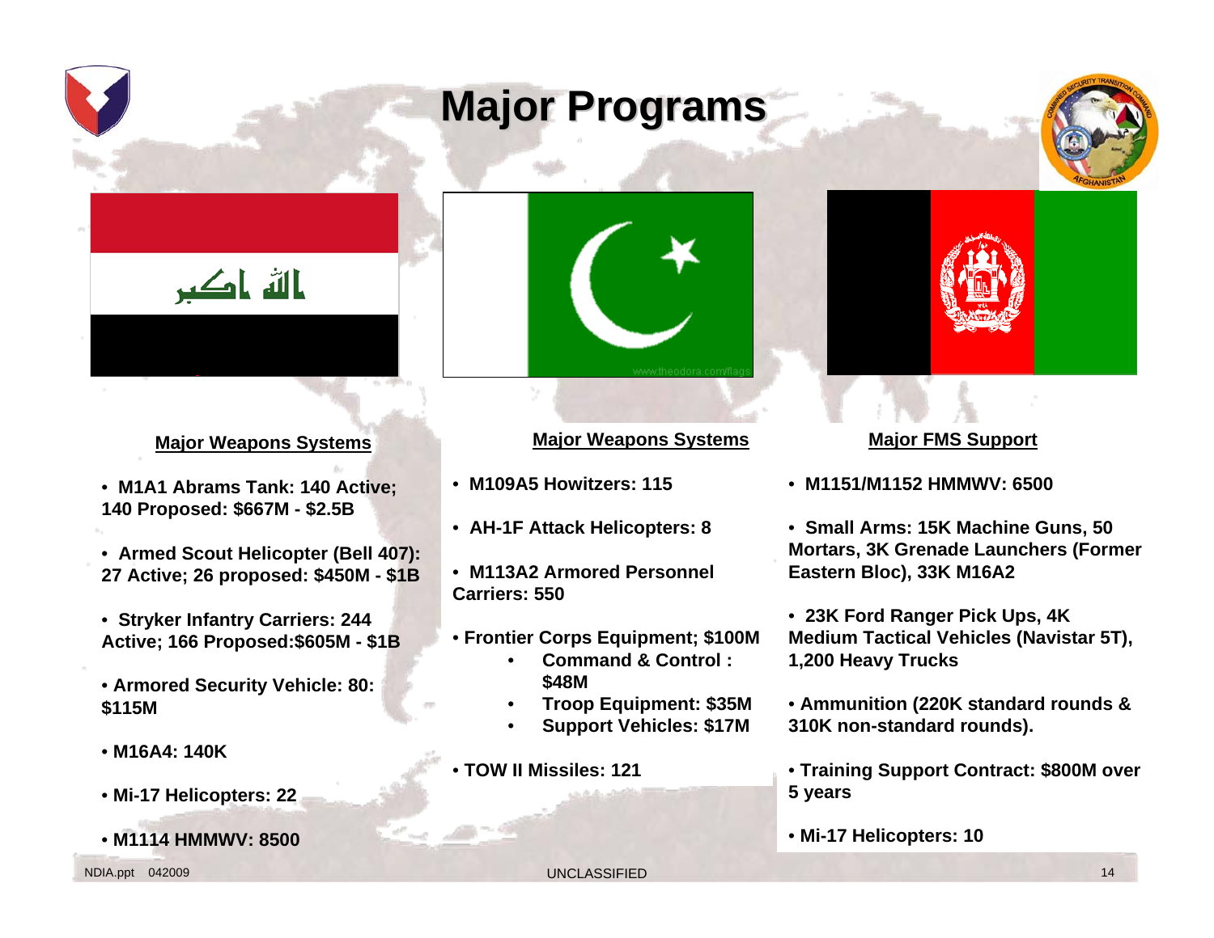# Major Programs

### Major Weapons Systems

- M1A1 Abrams Tank: 140 Active; 140 Proposed: $667M - $2.5B
- Armed Scout Helicopter (Bell 407): 27 Active; 26 proposed: $450M - $1B
- Stryker Infantry Carriers: 244 Active; 166 Proposed:$605M - $1B
- Armored Security Vehicle: 80: $115M
- M16A4: 140K
- Mi-17 Helicopters: 22
- M1114 HMMWV: 8500

### Major Weapons Systems

- M109A5 Howitzers: 115
- AH-1F Attack Helicopters: 8
- M113A2 Armored Personnel Carriers: 550
- Frontier Corps Equipment; $100M
  - Command & Control : $48M
  - Troop Equipment: $35M
  - Support Vehicles: $17M
- TOW II Missiles: 121

### Major FMS Support

- M1151/M1152 HMMWV: 6500
- Small Arms: 15K Machine Guns, 50 Mortars, 3K Grenade Launchers (Former Eastern Bloc), 33K M16A2
- 23K Ford Ranger Pick Ups, 4K Medium Tactical Vehicles (Navistar 5T), 1,200 Heavy Trucks
- Ammunition (220K standard rounds & 310K non-standard rounds).
- Training Support Contract: $800M over 5 years
- Mi-17 Helicopters: 10

UNCLASSIFIED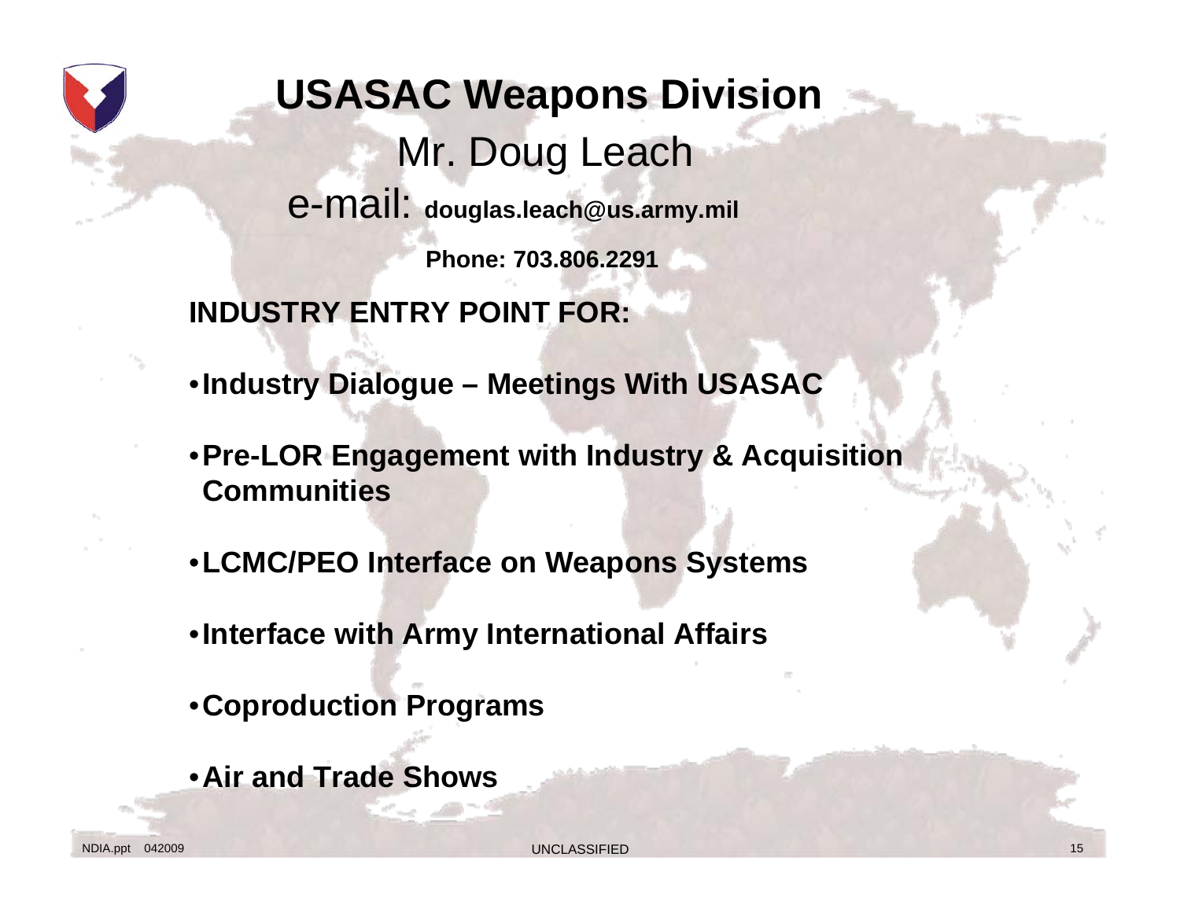# USASAC Weapons Division

Mr. Doug Leach

e-mail: **douglas.leach@us.army.mil**

**Phone: 703.806.2291**

**INDUSTRY ENTRY POINT FOR:**

- **Industry Dialogue – Meetings With USASAC**
- **Pre-LOR Engagement with Industry & Acquisition Communities**
- **LCMC/PEO Interface on Weapons Systems**
- **Interface with Army International Affairs**
- **Coproduction Programs**
- **Air and Trade Shows**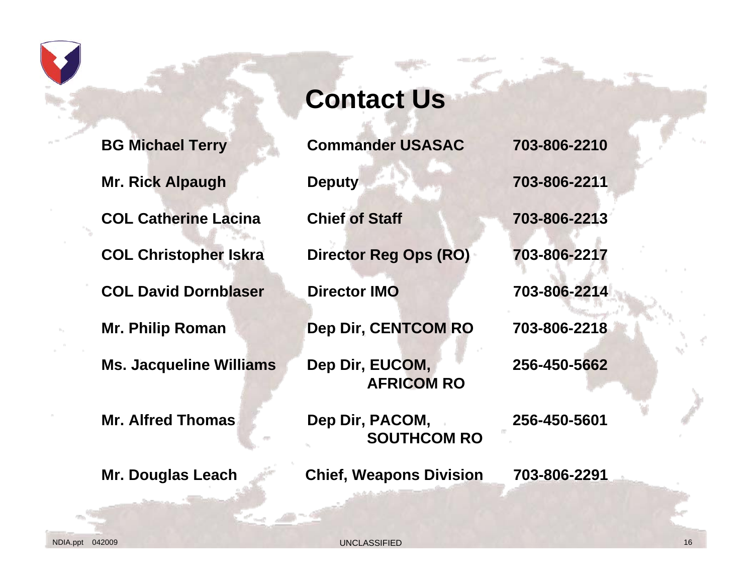# Contact Us

| | | |
|---|---|---|
| BG Michael Terry | Commander USASAC | 703-806-2210 |
| Mr. Rick Alpaugh | Deputy | 703-806-2211 |
| COL Catherine Lacina | Chief of Staff | 703-806-2213 |
| COL Christopher Iskra | Director Reg Ops (RO) | 703-806-2217 |
| COL David Dornblaser | Director IMO | 703-806-2214 |
| Mr. Philip Roman | Dep Dir, CENTCOM RO | 703-806-2218 |
| Ms. Jacqueline Williams | Dep Dir, EUCOM, AFRICOM RO | 256-450-5662 |
| Mr. Alfred Thomas | Dep Dir, PACOM, SOUTHCOM RO | 256-450-5601 |
| Mr. Douglas Leach | Chief, Weapons Division | 703-806-2291 |

NDIA.ppt 042009

UNCLASSIFIED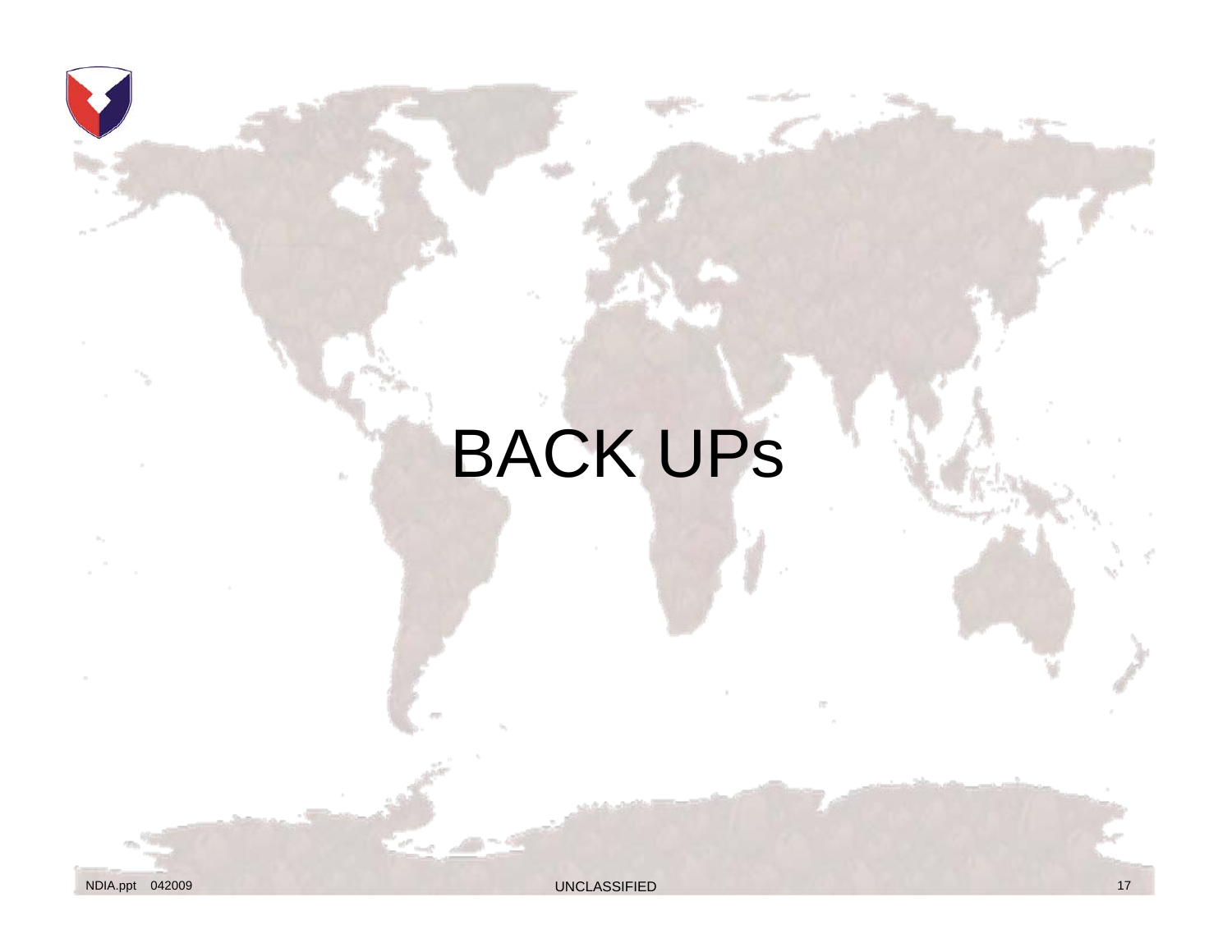# BACK UPs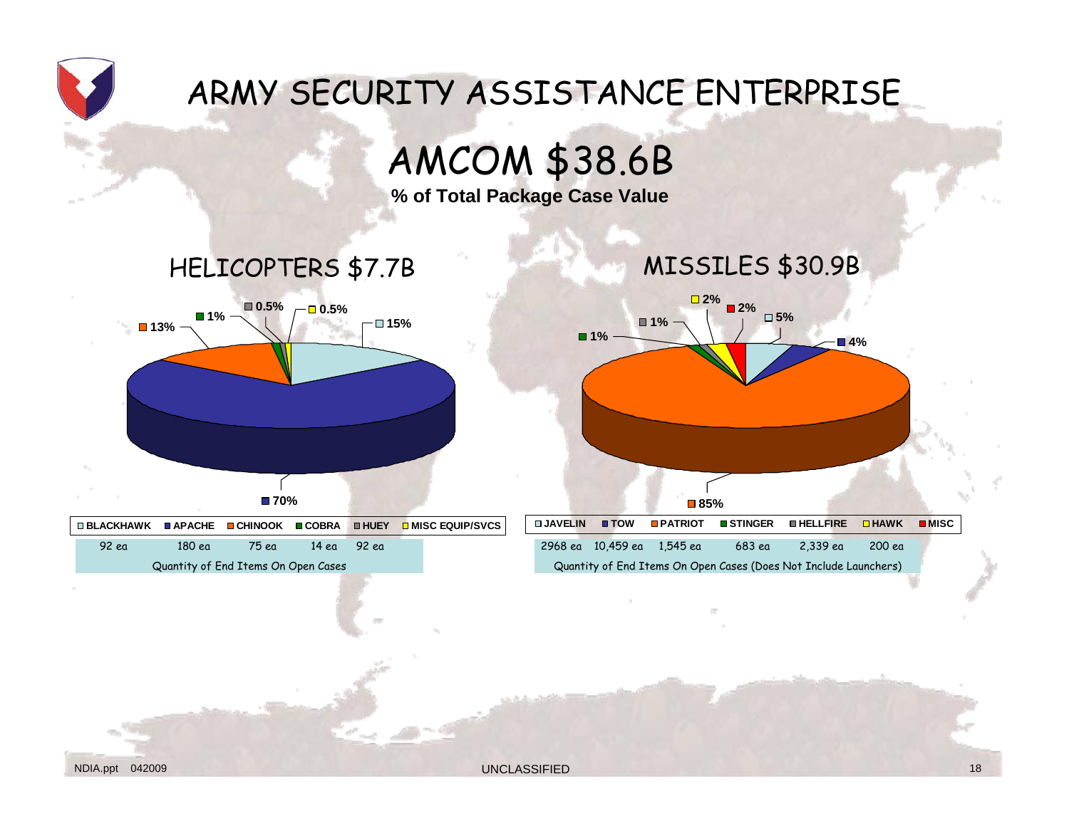# ARMY SECURITY ASSISTANCE ENTERPRISE

## AMCOM $38.6B

**% of Total Package Case Value**

### HELICOPTERS $7.7B

| BLACKHAWK | APACHE | CHINOOK | COBRA | HUEY | MISC EQUIP/SVCS |
|---|---|---|---|---|---|
| 15% | 70% | 13% | 1% | 0.5% | 0.5% |
| 92 ea | 180 ea | 75 ea | 14 ea | 92 ea | |

Quantity of End Items On Open Cases

### MISSILES $30.9B

| JAVELIN | TOW | PATRIOT | STINGER | HELLFIRE | HAWK | MISC |
|---|---|---|---|---|---|---|
| 5% | 4% | 85% | 1% | 1% | 2% | 2% |
| 2968 ea | 10,459 ea | 1,545 ea | 683 ea | 2,339 ea | 200 ea | |

Quantity of End Items On Open Cases (Does Not Include Launchers)

NDIA.ppt 042009

UNCLASSIFIED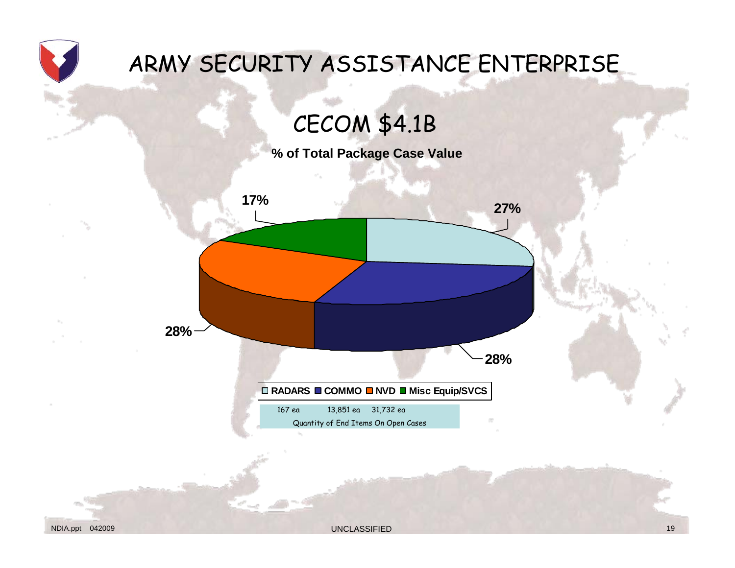# ARMY SECURITY ASSISTANCE ENTERPRISE

## CECOM $4.1B

**% of Total Package Case Value**

| Category | % of Total Package Case Value |
|---|---|
| RADARS | 27% |
| COMMO | 28% |
| NVD | 28% |
| Misc Equip/SVCS | 17% |

167 ea 13,851 ea 31,732 ea

Quantity of End Items On Open Cases

NDIA.ppt 042009

UNCLASSIFIED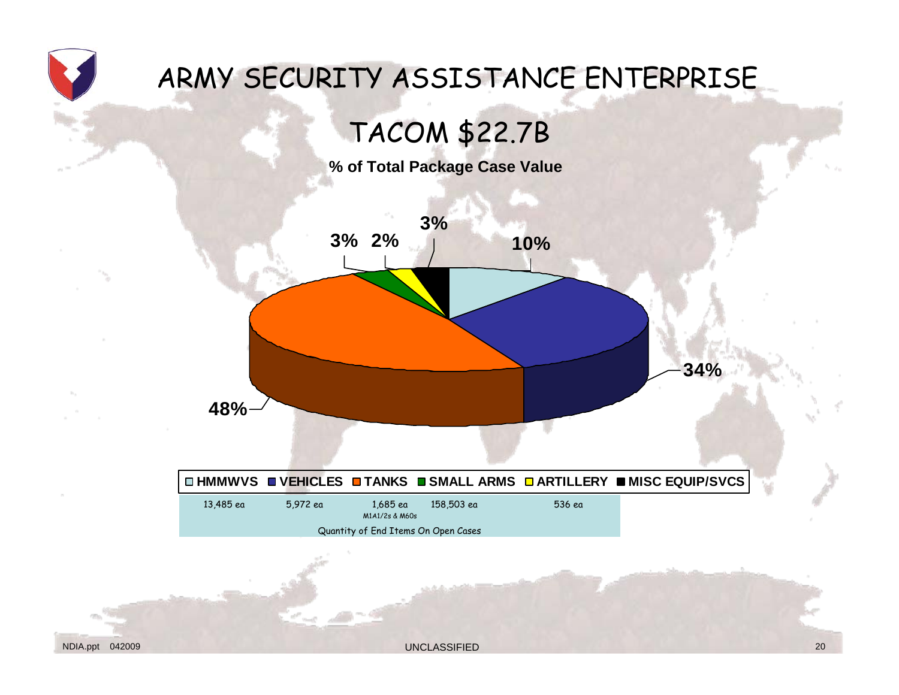# ARMY SECURITY ASSISTANCE ENTERPRISE

## TACOM $22.7B

**% of Total Package Case Value**

| Category | % of Total Package Case Value | Quantity of End Items On Open Cases |
|---|---|---|
| HMMWVS | 10% | 13,485 ea |
| VEHICLES | 34% | 5,972 ea |
| TANKS | 48% | 1,685 ea (M1A1/2s & M60s) |
| SMALL ARMS | 3% | 158,503 ea |
| ARTILLERY | 2% | 536 ea |
| MISC EQUIP/SVCS | 3% | |

NDIA.ppt 042009

UNCLASSIFIED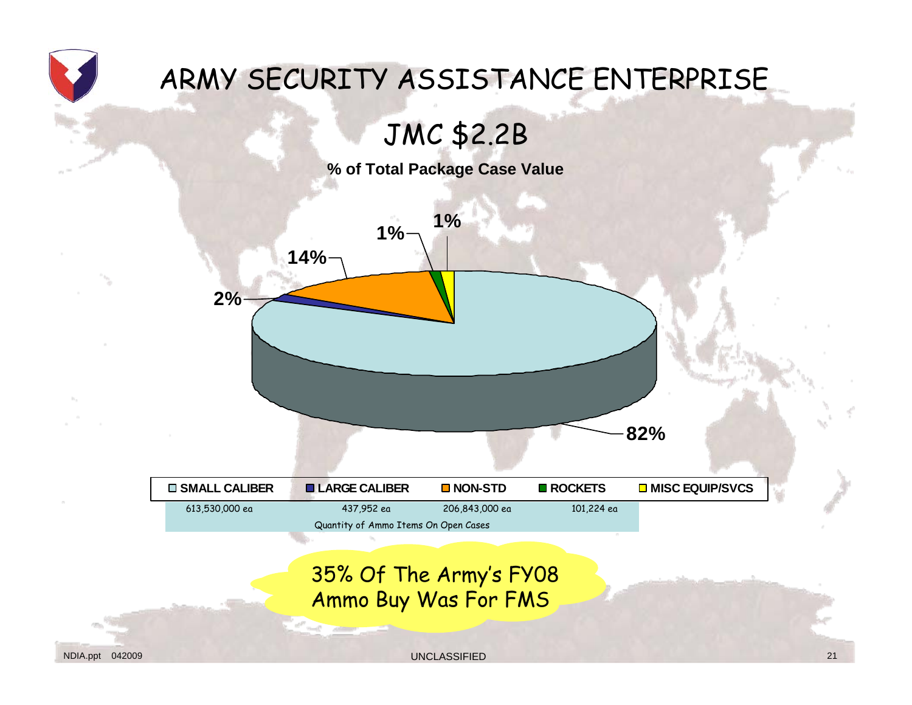# ARMY SECURITY ASSISTANCE ENTERPRISE

## JMC $2.2B

**% of Total Package Case Value**

| SMALL CALIBER | LARGE CALIBER | NON-STD | ROCKETS | MISC EQUIP/SVCS |
|---|---|---|---|---|
| 82% | 2% | 14% | 1% | 1% |
| 613,530,000 ea | 437,952 ea | 206,843,000 ea | 101,224 ea | |

Quantity of Ammo Items On Open Cases

35% Of The Army's FY08 Ammo Buy Was For FMS

UNCLASSIFIED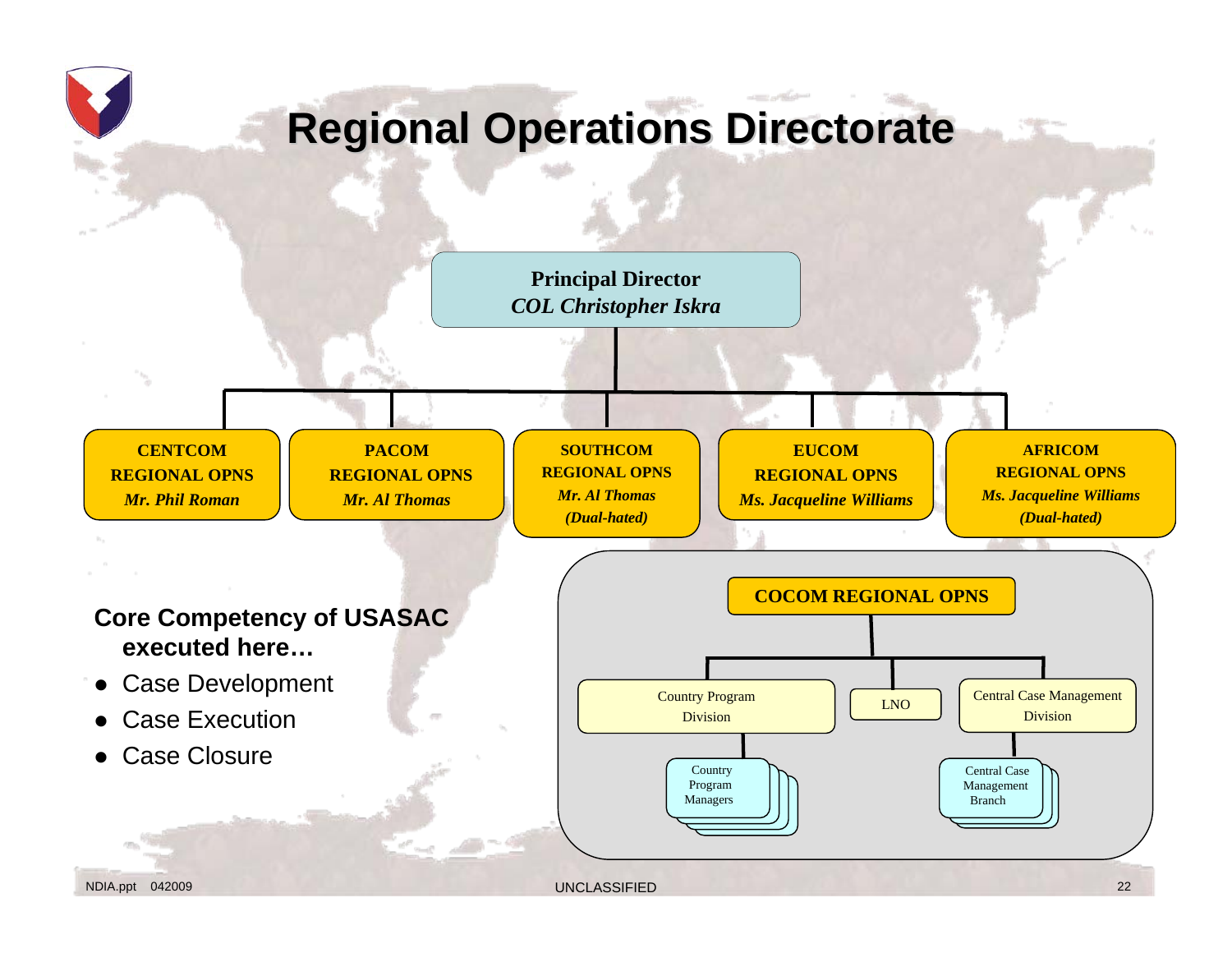# Regional Operations Directorate

**Principal Director**
*COL Christopher Iskra*

- **CENTCOM REGIONAL OPNS** — *Mr. Phil Roman*
- **PACOM REGIONAL OPNS** — *Mr. Al Thomas*
- **SOUTHCOM REGIONAL OPNS** — *Mr. Al Thomas (Dual-hated)*
- **EUCOM REGIONAL OPNS** — *Ms. Jacqueline Williams*
- **AFRICOM REGIONAL OPNS** — *Ms. Jacqueline Williams (Dual-hated)*

**COCOM REGIONAL OPNS**

- Country Program Division
  - Country Program Managers
- LNO
- Central Case Management Division
  - Central Case Management Branch

**Core Competency of USASAC executed here…**

- Case Development
- Case Execution
- Case Closure

NDIA.ppt 042009

UNCLASSIFIED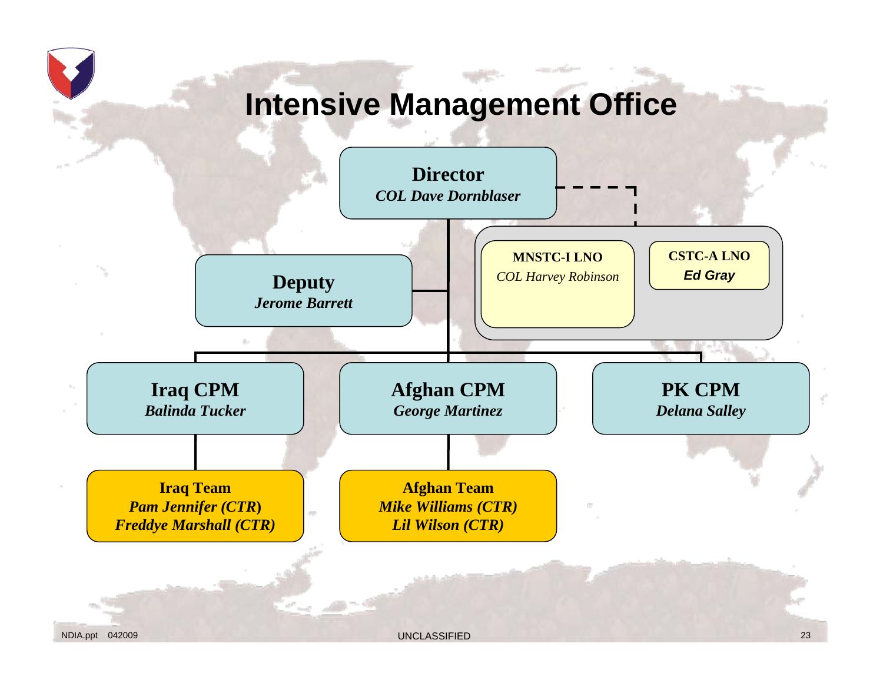# Intensive Management Office

**Director**
*COL Dave Dornblaser*

**Deputy**
*Jerome Barrett*

**MNSTC-I LNO**
*COL Harvey Robinson*

**CSTC-A LNO**
*Ed Gray*

**Iraq CPM**
*Balinda Tucker*

**Afghan CPM**
*George Martinez*

**PK CPM**
*Delana Salley*

**Iraq Team**
*Pam Jennifer (CTR)*
*Freddye Marshall (CTR)*

**Afghan Team**
*Mike Williams (CTR)*
*Lil Wilson (CTR)*

NDIA.ppt 042009

UNCLASSIFIED